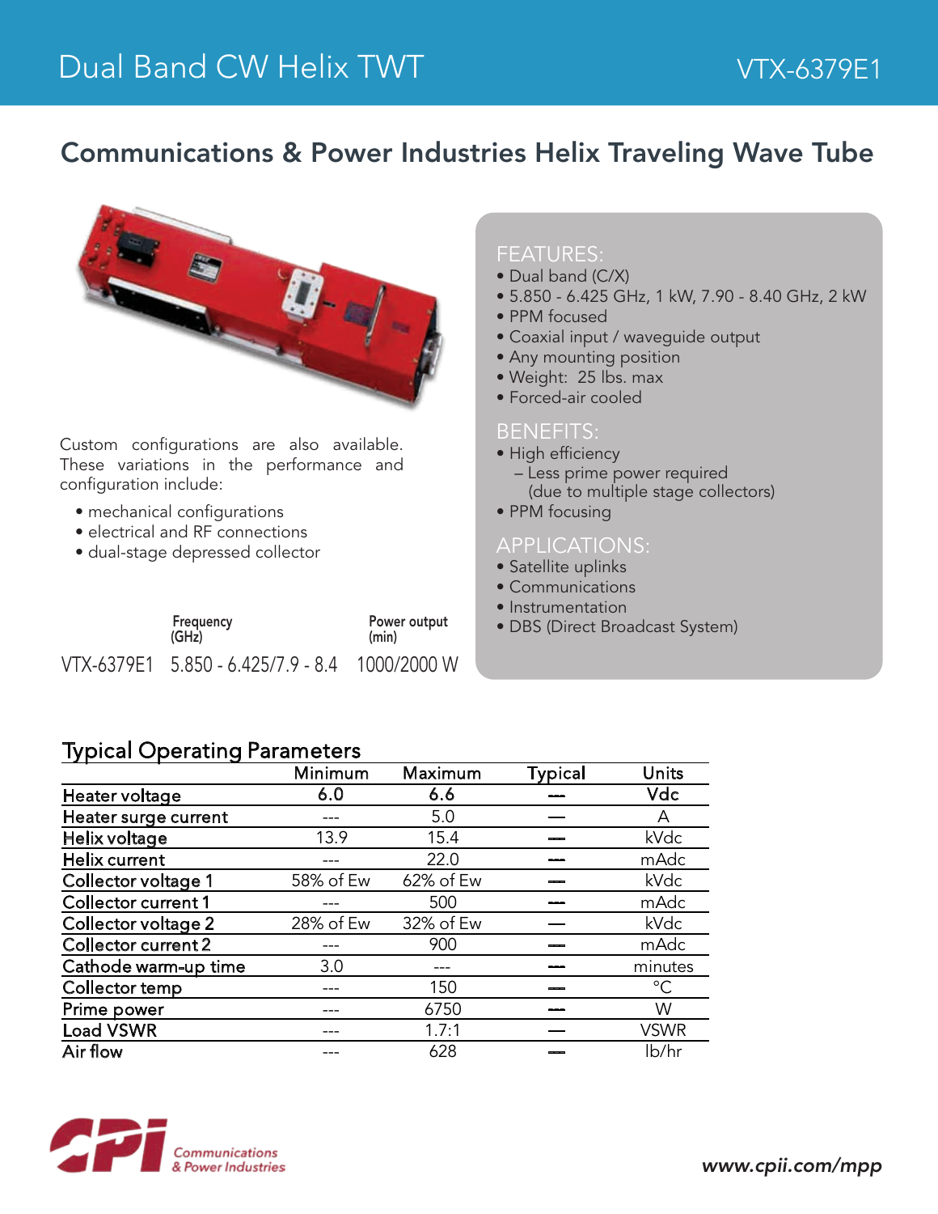# Dual Band CW Helix TWT

VTX-6379E1

## Communications & Power Industries Helix Traveling Wave Tube

Custom configurations are also available. These variations in the performance and configuration include:

- mechanical configurations
- electrical and RF connections
- dual-stage depressed collector

| | Frequency (GHz) | Power output (min) |
|---|---|---|
| VTX-6379E1 | 5.850 - 6.425/7.9 - 8.4 | 1000/2000 W |

### FEATURES:

- Dual band (C/X)
- 5.850 - 6.425 GHz, 1 kW, 7.90 - 8.40 GHz, 2 kW
- PPM focused
- Coaxial input / waveguide output
- Any mounting position
- Weight: 25 lbs. max
- Forced-air cooled

### BENEFITS:

- High efficiency
  - Less prime power required (due to multiple stage collectors)
- PPM focusing

### APPLICATIONS:

- Satellite uplinks
- Communications
- Instrumentation
- DBS (Direct Broadcast System)

### Typical Operating Parameters

| | Minimum | Maximum | Typical | Units |
|---|---|---|---|---|
| **Heater voltage** | **6.0** | **6.6** | — | **Vdc** |
| Heater surge current | --- | 5.0 | — | A |
| Helix voltage | 13.9 | 15.4 | — | kVdc |
| Helix current | --- | 22.0 | — | mAdc |
| Collector voltage 1 | 58% of Ew | 62% of Ew | — | kVdc |
| Collector current 1 | --- | 500 | — | mAdc |
| Collector voltage 2 | 28% of Ew | 32% of Ew | — | kVdc |
| Collector current 2 | --- | 900 | — | mAdc |
| Cathode warm-up time | 3.0 | --- | — | minutes |
| Collector temp | --- | 150 | — | °C |
| Prime power | --- | 6750 | — | W |
| Load VSWR | --- | 1.7:1 | — | VSWR |
| Air flow | --- | 628 | — | lb/hr |

Communications & Power Industries

*www.cpii.com/mpp*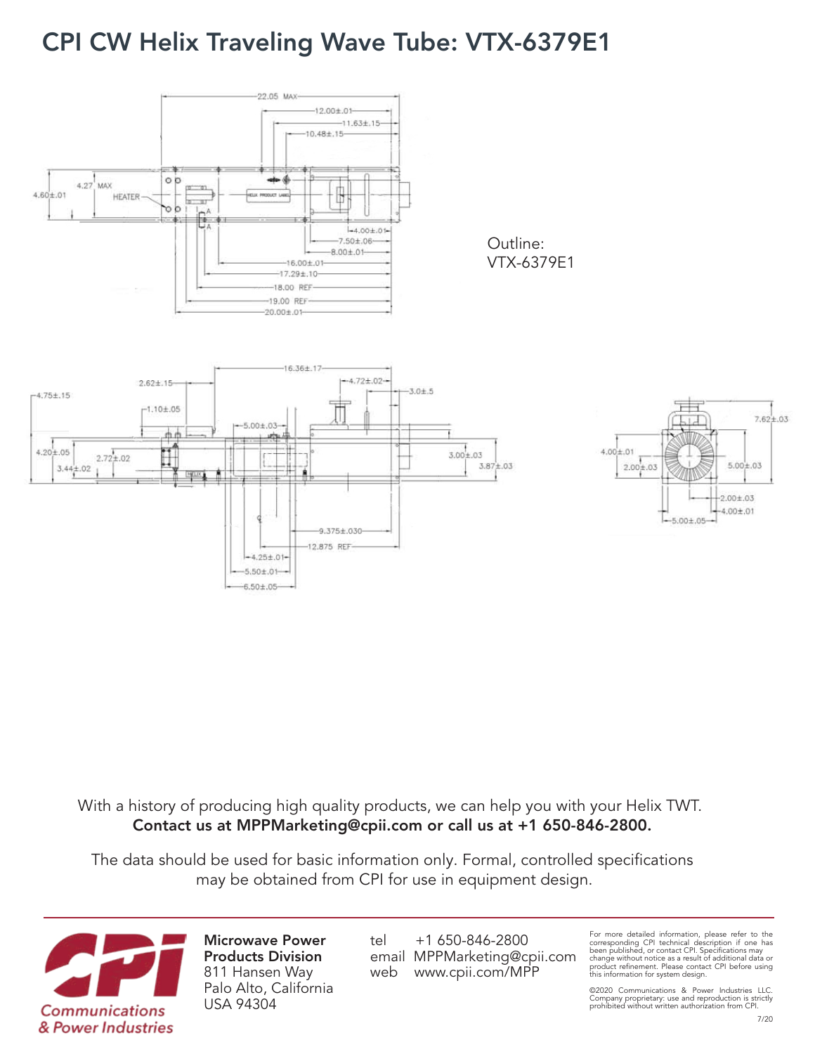# CPI CW Helix Traveling Wave Tube: VTX-6379E1

22.05 MAX
12.00±.01
11.63±.15
10.48±.15
4.27 MAX
4.60±.01
HEATER
4.00±.01
7.50±.06
8.00±.01
16.00±.01
17.29±.10
18.00 REF
19.00 REF
20.00±.01

Outline:
VTX-6379E1

16.36±.17
2.62±.15
4.72±.02
3.0±.5
4.75±.15
1.10±.05
5.00±.03
4.20±.05
2.72±.02
3.44±.02
3.00±.03
3.87±.03
9.375±.030
12.875 REF
4.25±.01
5.50±.01
6.50±.05

7.62±.03
4.00±.01
2.00±.03
5.00±.03
2.00±.03
4.00±.01
5.00±.05

With a history of producing high quality products, we can help you with your Helix TWT.
**Contact us at MPPMarketing@cpii.com or call us at +1 650-846-2800.**

The data should be used for basic information only. Formal, controlled specifications may be obtained from CPI for use in equipment design.

Communications & Power Industries

**Microwave Power Products Division**
811 Hansen Way
Palo Alto, California
USA 94304

tel +1 650-846-2800
email MPPMarketing@cpii.com
web www.cpii.com/MPP

For more detailed information, please refer to the corresponding CPI technical description if one has been published, or contact CPI. Specifications may change without notice as a result of additional data or product refinement. Please contact CPI before using this information for system design.

©2020 Communications & Power Industries LLC. Company proprietary: use and reproduction is strictly prohibited without written authorization from CPI.

7/20